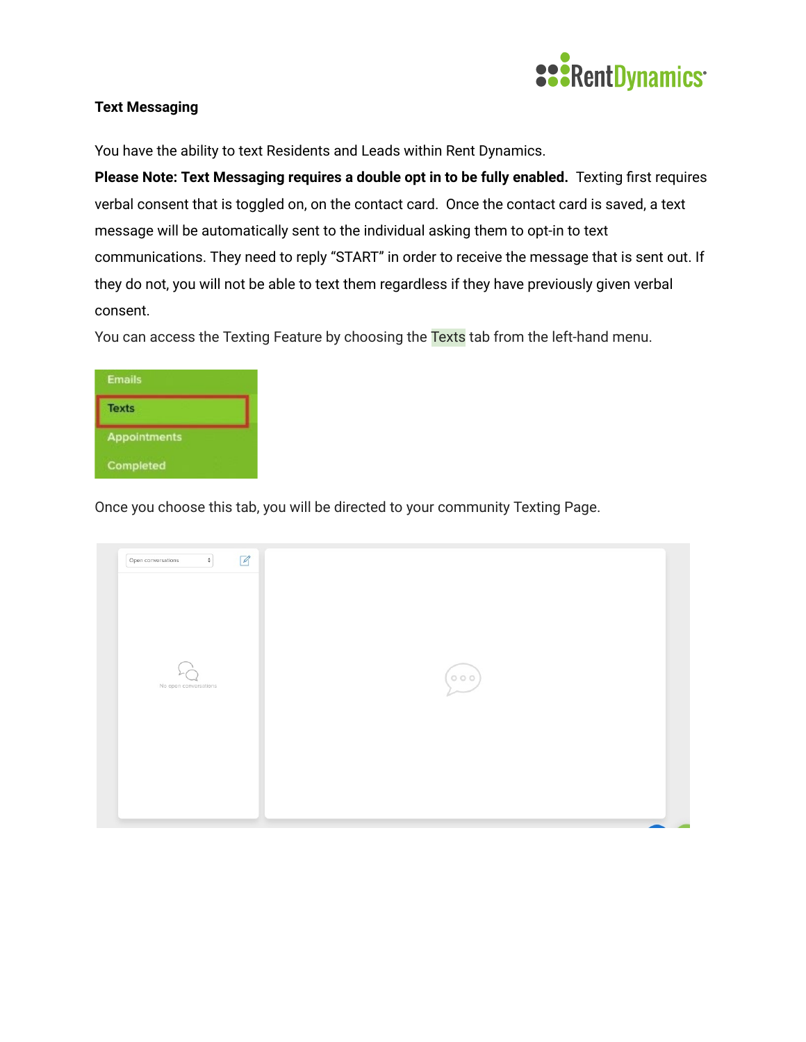**Text Messaging**

You have the ability to text Residents and Leads within Rent Dynamics.

**Please Note: Text Messaging requires a double opt in to be fully enabled.** Texting first requires verbal consent that is toggled on, on the contact card. Once the contact card is saved, a text message will be automatically sent to the individual asking them to opt-in to text communications. They need to reply "START" in order to receive the message that is sent out. If they do not, you will not be able to text them regardless if they have previously given verbal consent.

You can access the Texting Feature by choosing the Texts tab from the left-hand menu.

Once you choose this tab, you will be directed to your community Texting Page.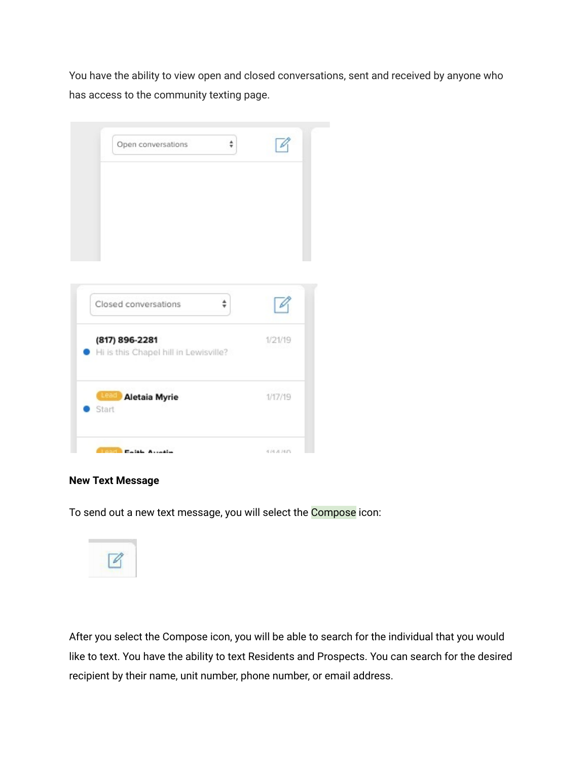You have the ability to view open and closed conversations, sent and received by anyone who has access to the community texting page.

**New Text Message**

To send out a new text message, you will select the Compose icon:

After you select the Compose icon, you will be able to search for the individual that you would like to text. You have the ability to text Residents and Prospects. You can search for the desired recipient by their name, unit number, phone number, or email address.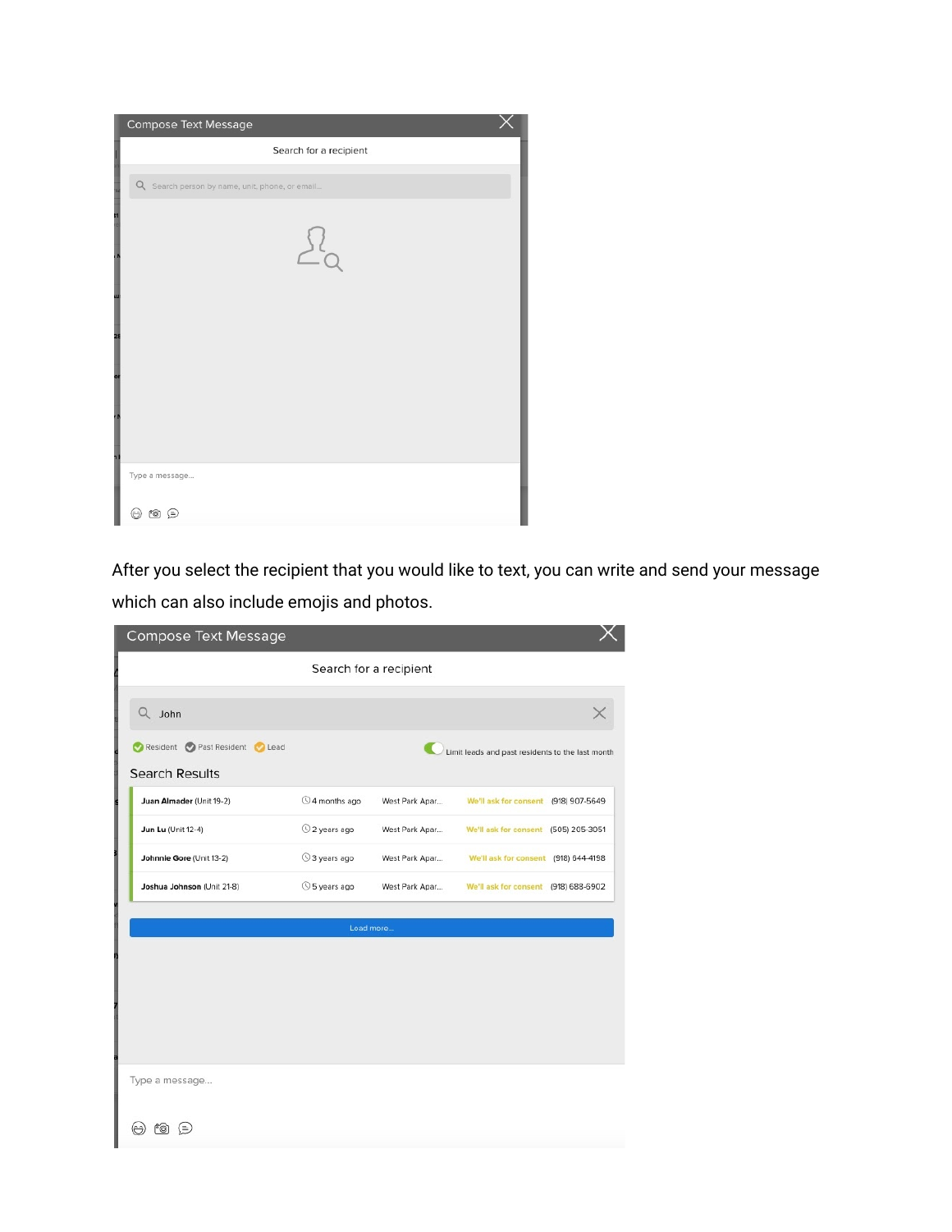After you select the recipient that you would like to text, you can write and send your message which can also include emojis and photos.